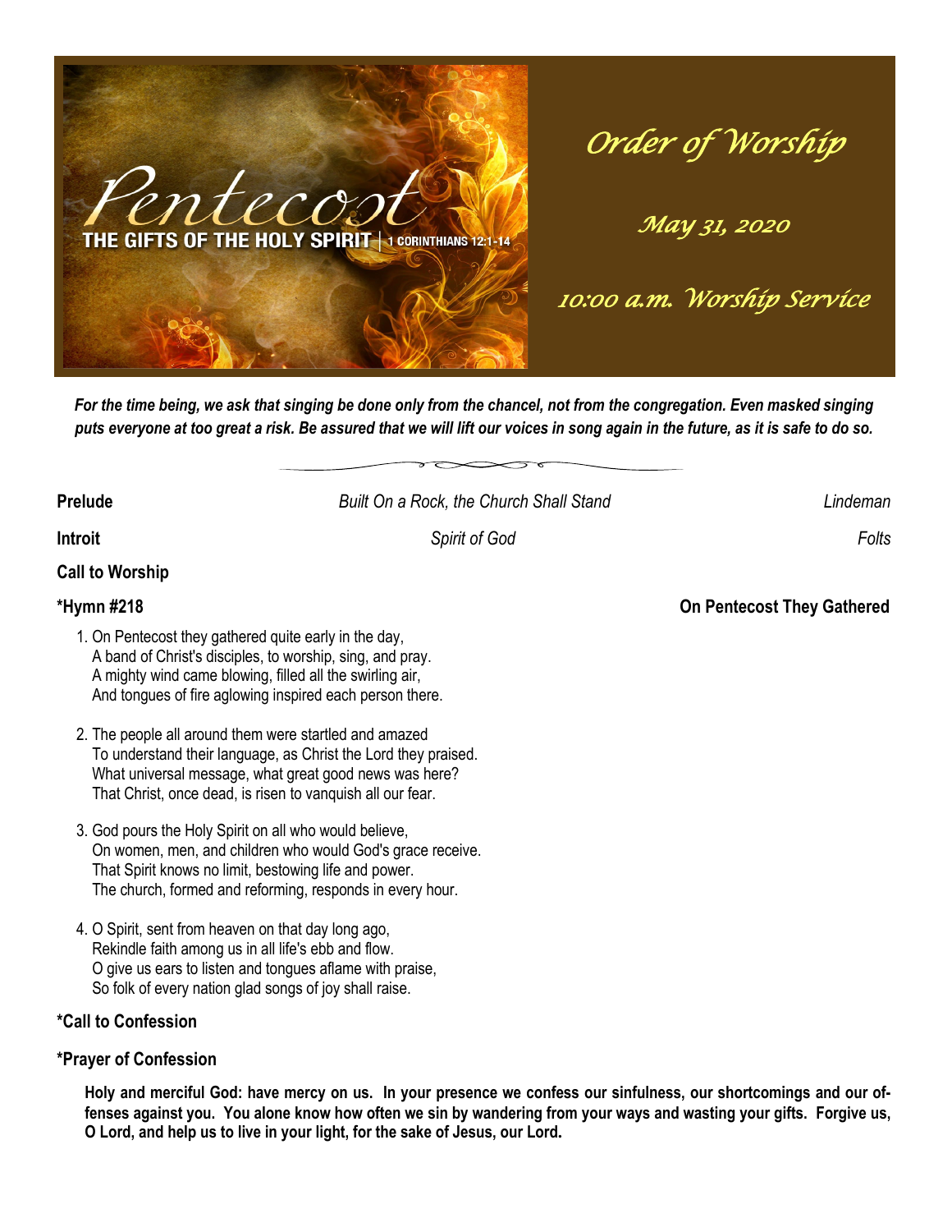# Pentecost

THE GIFTS OF THE HOLY SPIRIT | 1 CORINTHIANS 12:1-14

## *Order of Worship*

*May 31, 2020*

*10:00 a.m. Worship Service*

***For the time being, we ask that singing be done only from the chancel, not from the congregation. Even masked singing puts everyone at too great a risk. Be assured that we will lift our voices in song again in the future, as it is safe to do so.***

**Prelude** *Built On a Rock, the Church Shall Stand* *Lindeman*

**Introit** *Spirit of God* *Folts*

**Call to Worship**

**\*Hymn #218** **On Pentecost They Gathered**

1. On Pentecost they gathered quite early in the day,
   A band of Christ's disciples, to worship, sing, and pray.
   A mighty wind came blowing, filled all the swirling air,
   And tongues of fire aglowing inspired each person there.

2. The people all around them were startled and amazed
   To understand their language, as Christ the Lord they praised.
   What universal message, what great good news was here?
   That Christ, once dead, is risen to vanquish all our fear.

3. God pours the Holy Spirit on all who would believe,
   On women, men, and children who would God's grace receive.
   That Spirit knows no limit, bestowing life and power.
   The church, formed and reforming, responds in every hour.

4. O Spirit, sent from heaven on that day long ago,
   Rekindle faith among us in all life's ebb and flow.
   O give us ears to listen and tongues aflame with praise,
   So folk of every nation glad songs of joy shall raise.

**\*Call to Confession**

**\*Prayer of Confession**

**Holy and merciful God: have mercy on us. In your presence we confess our sinfulness, our shortcomings and our offenses against you. You alone know how often we sin by wandering from your ways and wasting your gifts. Forgive us, O Lord, and help us to live in your light, for the sake of Jesus, our Lord.**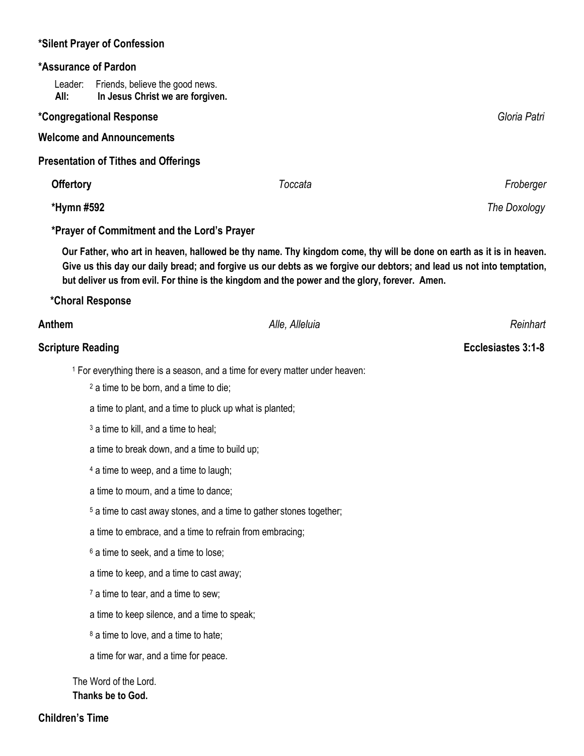**\*Silent Prayer of Confession**

**\*Assurance of Pardon**

Leader: Friends, believe the good news.
**All: In Jesus Christ we are forgiven.**

**\*Congregational Response** *Gloria Patri*

**Welcome and Announcements**

**Presentation of Tithes and Offerings**

**Offertory** *Toccata* *Froberger*

**\*Hymn #592** *The Doxology*

**\*Prayer of Commitment and the Lord's Prayer**

**Our Father, who art in heaven, hallowed be thy name. Thy kingdom come, thy will be done on earth as it is in heaven. Give us this day our daily bread; and forgive us our debts as we forgive our debtors; and lead us not into temptation, but deliver us from evil. For thine is the kingdom and the power and the glory, forever. Amen.**

**\*Choral Response**

**Anthem** *Alle, Alleluia* *Reinhart*

**Scripture Reading** **Ecclesiastes 3:1-8**

[1] For everything there is a season, and a time for every matter under heaven:

[2] a time to be born, and a time to die;

a time to plant, and a time to pluck up what is planted;

[3] a time to kill, and a time to heal;

a time to break down, and a time to build up;

[4] a time to weep, and a time to laugh;

a time to mourn, and a time to dance;

[5] a time to cast away stones, and a time to gather stones together;

a time to embrace, and a time to refrain from embracing;

[6] a time to seek, and a time to lose;

a time to keep, and a time to cast away;

[7] a time to tear, and a time to sew;

a time to keep silence, and a time to speak;

[8] a time to love, and a time to hate;

a time for war, and a time for peace.

The Word of the Lord.
**Thanks be to God.**

**Children's Time**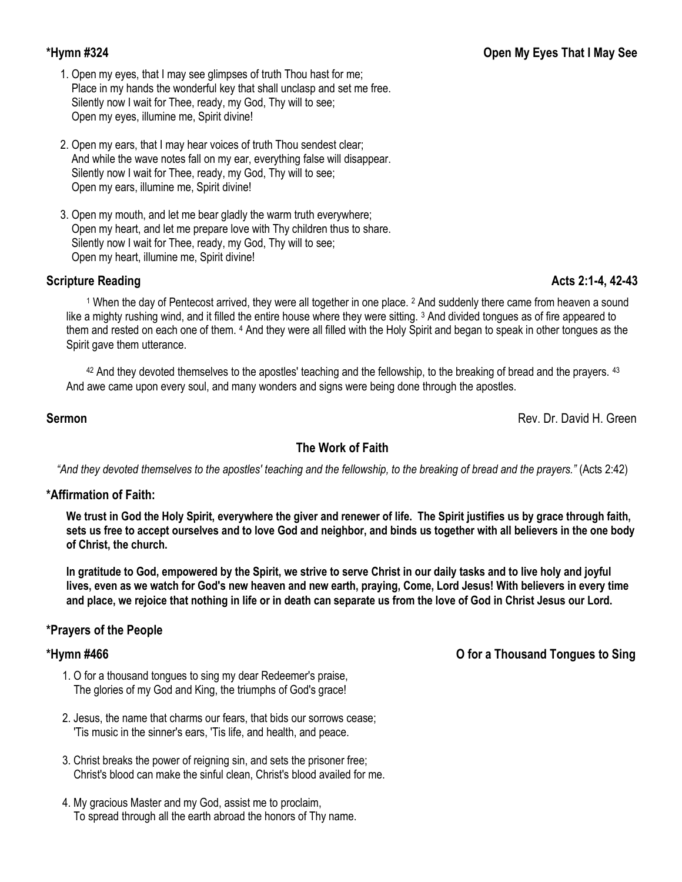**\*Hymn #324** **Open My Eyes That I May See**

1. Open my eyes, that I may see glimpses of truth Thou hast for me;
   Place in my hands the wonderful key that shall unclasp and set me free.
   Silently now I wait for Thee, ready, my God, Thy will to see;
   Open my eyes, illumine me, Spirit divine!

2. Open my ears, that I may hear voices of truth Thou sendest clear;
   And while the wave notes fall on my ear, everything false will disappear.
   Silently now I wait for Thee, ready, my God, Thy will to see;
   Open my ears, illumine me, Spirit divine!

3. Open my mouth, and let me bear gladly the warm truth everywhere;
   Open my heart, and let me prepare love with Thy children thus to share.
   Silently now I wait for Thee, ready, my God, Thy will to see;
   Open my heart, illumine me, Spirit divine!

**Scripture Reading** **Acts 2:1-4, 42-43**

[1] When the day of Pentecost arrived, they were all together in one place. [2] And suddenly there came from heaven a sound like a mighty rushing wind, and it filled the entire house where they were sitting. [3] And divided tongues as of fire appeared to them and rested on each one of them. [4] And they were all filled with the Holy Spirit and began to speak in other tongues as the Spirit gave them utterance.

[42] And they devoted themselves to the apostles' teaching and the fellowship, to the breaking of bread and the prayers. [43] And awe came upon every soul, and many wonders and signs were being done through the apostles.

**Sermon** Rev. Dr. David H. Green

**The Work of Faith**

*"And they devoted themselves to the apostles' teaching and the fellowship, to the breaking of bread and the prayers."* (Acts 2:42)

**\*Affirmation of Faith:**

**We trust in God the Holy Spirit, everywhere the giver and renewer of life. The Spirit justifies us by grace through faith, sets us free to accept ourselves and to love God and neighbor, and binds us together with all believers in the one body of Christ, the church.**

**In gratitude to God, empowered by the Spirit, we strive to serve Christ in our daily tasks and to live holy and joyful lives, even as we watch for God's new heaven and new earth, praying, Come, Lord Jesus! With believers in every time and place, we rejoice that nothing in life or in death can separate us from the love of God in Christ Jesus our Lord.**

**\*Prayers of the People**

**\*Hymn #466** **O for a Thousand Tongues to Sing**

1. O for a thousand tongues to sing my dear Redeemer's praise,
   The glories of my God and King, the triumphs of God's grace!

2. Jesus, the name that charms our fears, that bids our sorrows cease;
   'Tis music in the sinner's ears, 'Tis life, and health, and peace.

3. Christ breaks the power of reigning sin, and sets the prisoner free;
   Christ's blood can make the sinful clean, Christ's blood availed for me.

4. My gracious Master and my God, assist me to proclaim,
   To spread through all the earth abroad the honors of Thy name.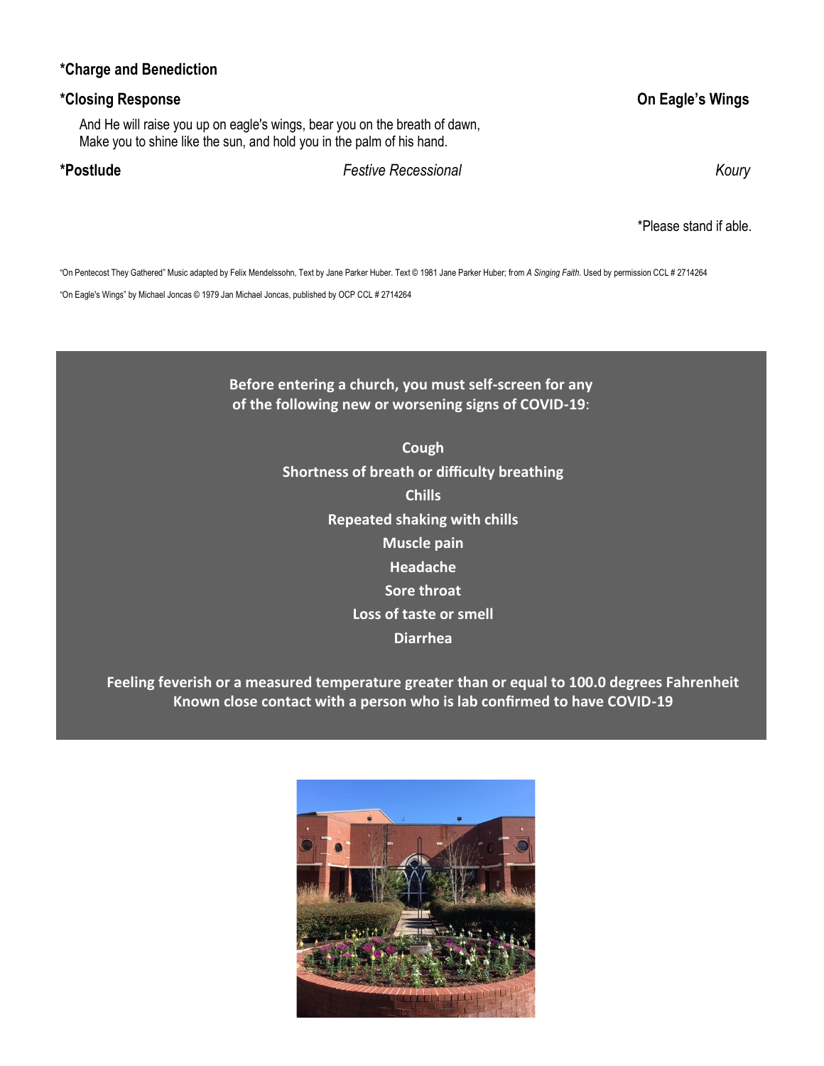**\*Charge and Benediction**

**\*Closing Response** **On Eagle's Wings**

And He will raise you up on eagle's wings, bear you on the breath of dawn,
Make you to shine like the sun, and hold you in the palm of his hand.

**\*Postlude** *Festive Recessional* *Koury*

\*Please stand if able.

"On Pentecost They Gathered" Music adapted by Felix Mendelssohn, Text by Jane Parker Huber. Text © 1981 Jane Parker Huber; from *A Singing Faith*. Used by permission CCL # 2714264

"On Eagle's Wings" by Michael Joncas © 1979 Jan Michael Joncas, published by OCP CCL # 2714264

**Before entering a church, you must self-screen for any of the following new or worsening signs of COVID-19:**

**Cough**

**Shortness of breath or difficulty breathing**

**Chills**

**Repeated shaking with chills**

**Muscle pain**

**Headache**

**Sore throat**

**Loss of taste or smell**

**Diarrhea**

**Feeling feverish or a measured temperature greater than or equal to 100.0 degrees Fahrenheit**

**Known close contact with a person who is lab confirmed to have COVID-19**